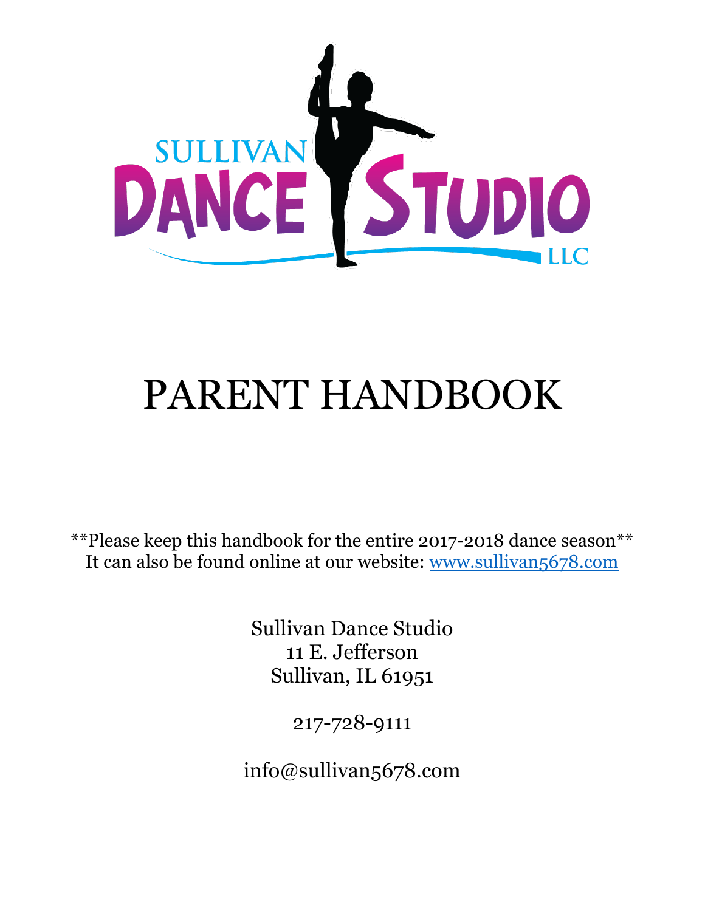SULLIVAN DANCE STUDIO LLC

# PARENT HANDBOOK

**Please keep this handbook for the entire 2017-2018 dance season**
It can also be found online at our website: www.sullivan5678.com

Sullivan Dance Studio
11 E. Jefferson
Sullivan, IL 61951

217-728-9111

info@sullivan5678.com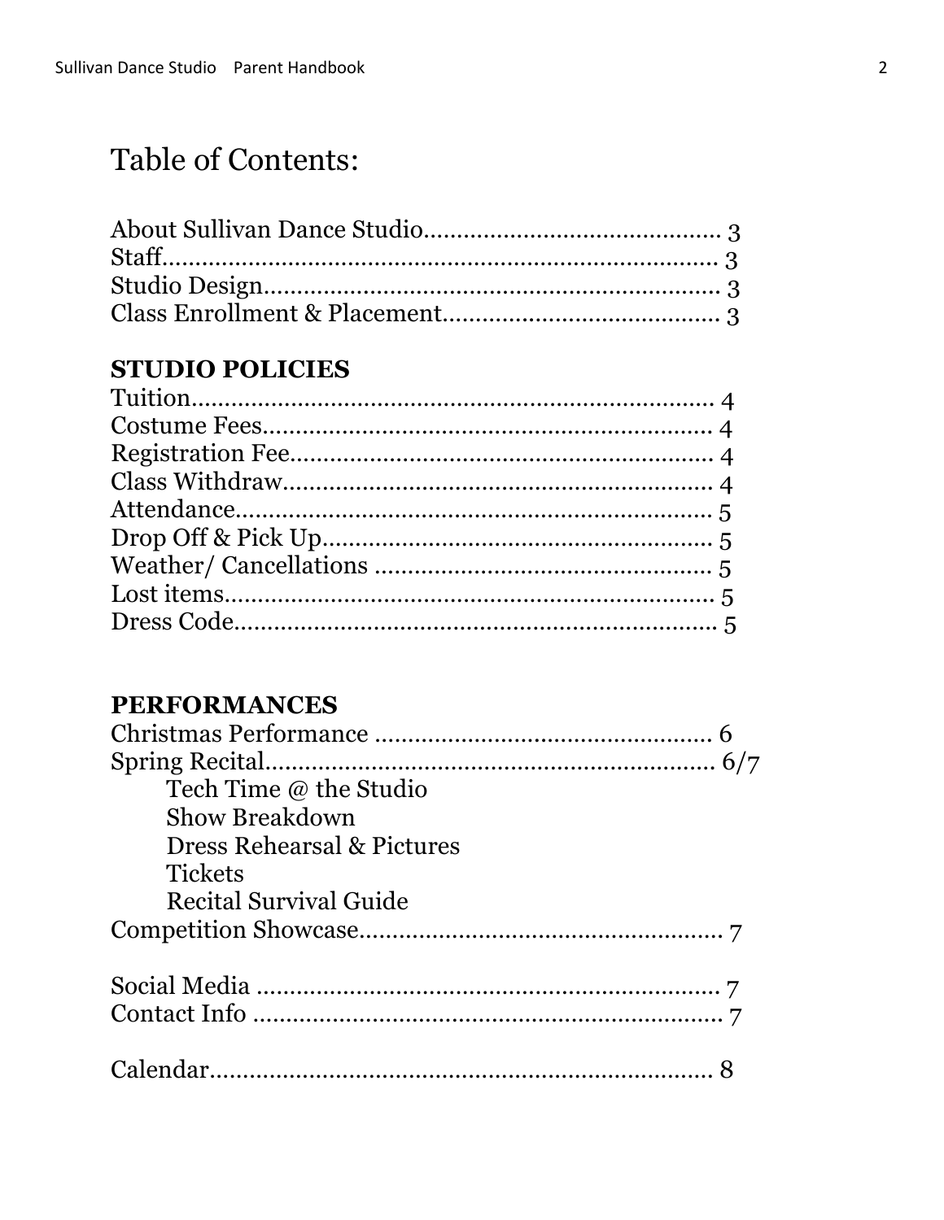# Table of Contents:

About Sullivan Dance Studio............................................ 3
Staff...................................................................... 3
Studio Design.................................................................... 3
Class Enrollment & Placement......................................... 3

**STUDIO POLICIES**

Tuition............................................................................ 4
Costume Fees.................................................................. 4
Registration Fee............................................................... 4
Class Withdraw................................................................ 4
Attendance....................................................................... 5
Drop Off & Pick Up.......................................................... 5
Weather/ Cancellations .................................................. 5
Lost items......................................................................... 5
Dress Code....................................................................... 5

**PERFORMANCES**

Christmas Performance .................................................. 6
Spring Recital.................................................................. 6/7

- Tech Time @ the Studio
- Show Breakdown
- Dress Rehearsal & Pictures
- Tickets
- Recital Survival Guide

Competition Showcase..................................................... 7

Social Media ..................................................................... 7
Contact Info ...................................................................... 7

Calendar........................................................................... 8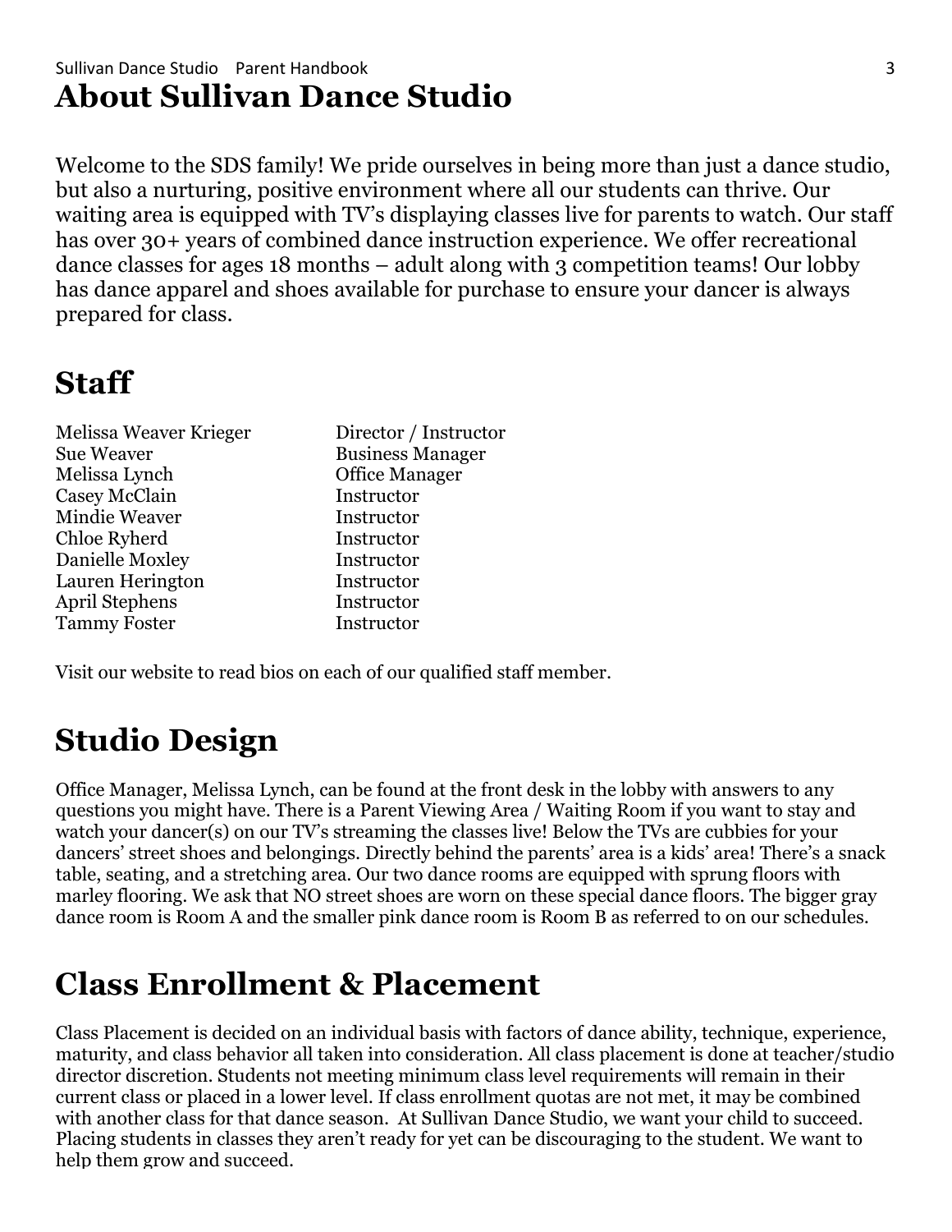# About Sullivan Dance Studio

Welcome to the SDS family! We pride ourselves in being more than just a dance studio, but also a nurturing, positive environment where all our students can thrive. Our waiting area is equipped with TV's displaying classes live for parents to watch. Our staff has over 30+ years of combined dance instruction experience. We offer recreational dance classes for ages 18 months – adult along with 3 competition teams! Our lobby has dance apparel and shoes available for purchase to ensure your dancer is always prepared for class.

# Staff

| | |
|---|---|
| Melissa Weaver Krieger | Director / Instructor |
| Sue Weaver | Business Manager |
| Melissa Lynch | Office Manager |
| Casey McClain | Instructor |
| Mindie Weaver | Instructor |
| Chloe Ryherd | Instructor |
| Danielle Moxley | Instructor |
| Lauren Herington | Instructor |
| April Stephens | Instructor |
| Tammy Foster | Instructor |

Visit our website to read bios on each of our qualified staff member.

# Studio Design

Office Manager, Melissa Lynch, can be found at the front desk in the lobby with answers to any questions you might have. There is a Parent Viewing Area / Waiting Room if you want to stay and watch your dancer(s) on our TV's streaming the classes live! Below the TVs are cubbies for your dancers' street shoes and belongings. Directly behind the parents' area is a kids' area! There's a snack table, seating, and a stretching area. Our two dance rooms are equipped with sprung floors with marley flooring. We ask that NO street shoes are worn on these special dance floors. The bigger gray dance room is Room A and the smaller pink dance room is Room B as referred to on our schedules.

# Class Enrollment & Placement

Class Placement is decided on an individual basis with factors of dance ability, technique, experience, maturity, and class behavior all taken into consideration. All class placement is done at teacher/studio director discretion. Students not meeting minimum class level requirements will remain in their current class or placed in a lower level. If class enrollment quotas are not met, it may be combined with another class for that dance season. At Sullivan Dance Studio, we want your child to succeed. Placing students in classes they aren't ready for yet can be discouraging to the student. We want to help them grow and succeed.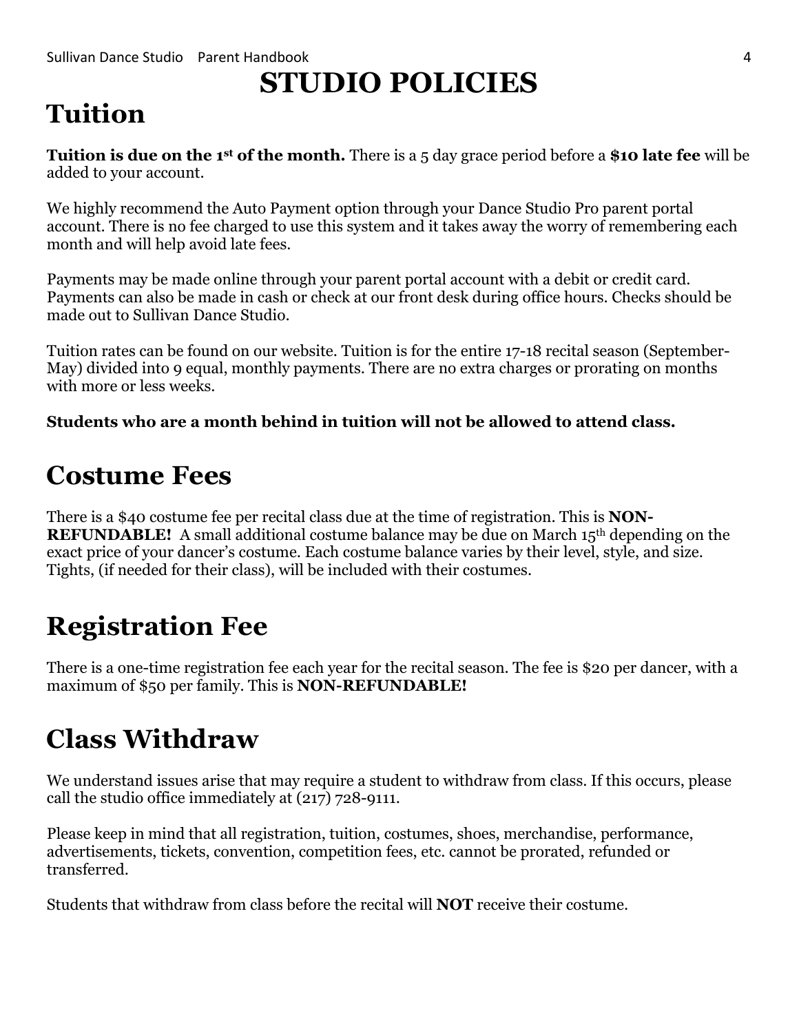# STUDIO POLICIES

## Tuition

**Tuition is due on the 1st of the month.** There is a 5 day grace period before a **$10 late fee** will be added to your account.

We highly recommend the Auto Payment option through your Dance Studio Pro parent portal account. There is no fee charged to use this system and it takes away the worry of remembering each month and will help avoid late fees.

Payments may be made online through your parent portal account with a debit or credit card. Payments can also be made in cash or check at our front desk during office hours. Checks should be made out to Sullivan Dance Studio.

Tuition rates can be found on our website. Tuition is for the entire 17-18 recital season (September-May) divided into 9 equal, monthly payments. There are no extra charges or prorating on months with more or less weeks.

**Students who are a month behind in tuition will not be allowed to attend class.**

## Costume Fees

There is a $40 costume fee per recital class due at the time of registration. This is **NON-REFUNDABLE!** A small additional costume balance may be due on March 15th depending on the exact price of your dancer's costume. Each costume balance varies by their level, style, and size. Tights, (if needed for their class), will be included with their costumes.

## Registration Fee

There is a one-time registration fee each year for the recital season. The fee is $20 per dancer, with a maximum of $50 per family. This is **NON-REFUNDABLE!**

## Class Withdraw

We understand issues arise that may require a student to withdraw from class. If this occurs, please call the studio office immediately at (217) 728-9111.

Please keep in mind that all registration, tuition, costumes, shoes, merchandise, performance, advertisements, tickets, convention, competition fees, etc. cannot be prorated, refunded or transferred.

Students that withdraw from class before the recital will **NOT** receive their costume.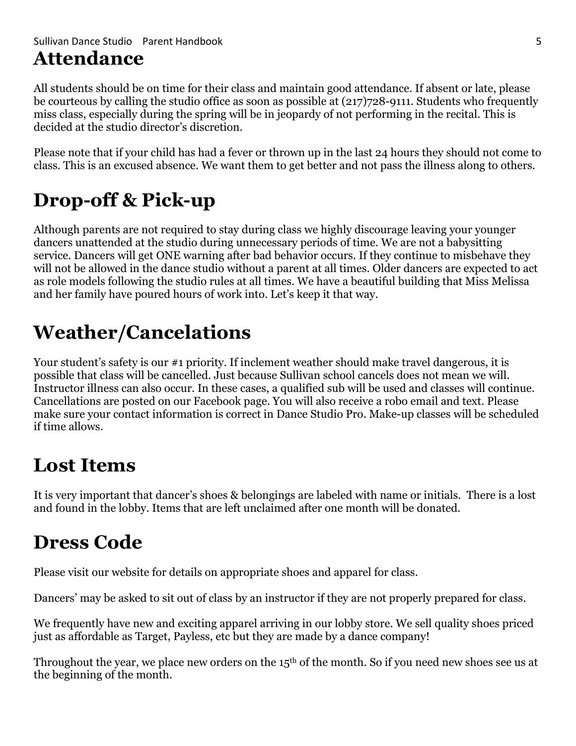# Attendance

All students should be on time for their class and maintain good attendance. If absent or late, please be courteous by calling the studio office as soon as possible at (217)728-9111. Students who frequently miss class, especially during the spring will be in jeopardy of not performing in the recital. This is decided at the studio director's discretion.

Please note that if your child has had a fever or thrown up in the last 24 hours they should not come to class. This is an excused absence. We want them to get better and not pass the illness along to others.

# Drop-off & Pick-up

Although parents are not required to stay during class we highly discourage leaving your younger dancers unattended at the studio during unnecessary periods of time. We are not a babysitting service. Dancers will get ONE warning after bad behavior occurs. If they continue to misbehave they will not be allowed in the dance studio without a parent at all times. Older dancers are expected to act as role models following the studio rules at all times. We have a beautiful building that Miss Melissa and her family have poured hours of work into. Let's keep it that way.

# Weather/Cancelations

Your student's safety is our #1 priority. If inclement weather should make travel dangerous, it is possible that class will be cancelled. Just because Sullivan school cancels does not mean we will. Instructor illness can also occur. In these cases, a qualified sub will be used and classes will continue. Cancellations are posted on our Facebook page. You will also receive a robo email and text. Please make sure your contact information is correct in Dance Studio Pro. Make-up classes will be scheduled if time allows.

# Lost Items

It is very important that dancer's shoes & belongings are labeled with name or initials. There is a lost and found in the lobby. Items that are left unclaimed after one month will be donated.

# Dress Code

Please visit our website for details on appropriate shoes and apparel for class.

Dancers' may be asked to sit out of class by an instructor if they are not properly prepared for class.

We frequently have new and exciting apparel arriving in our lobby store. We sell quality shoes priced just as affordable as Target, Payless, etc but they are made by a dance company!

Throughout the year, we place new orders on the 15th of the month. So if you need new shoes see us at the beginning of the month.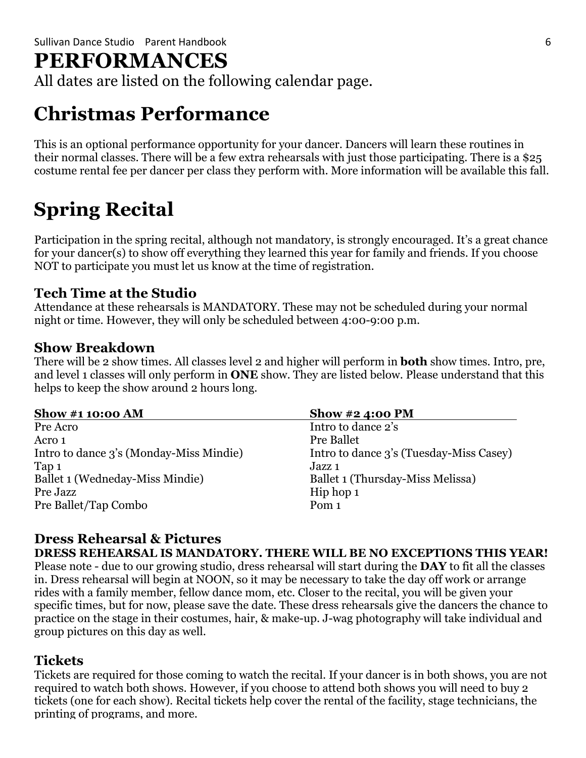# PERFORMANCES

All dates are listed on the following calendar page.

## Christmas Performance

This is an optional performance opportunity for your dancer. Dancers will learn these routines in their normal classes. There will be a few extra rehearsals with just those participating. There is a $25 costume rental fee per dancer per class they perform with. More information will be available this fall.

## Spring Recital

Participation in the spring recital, although not mandatory, is strongly encouraged. It's a great chance for your dancer(s) to show off everything they learned this year for family and friends. If you choose NOT to participate you must let us know at the time of registration.

### Tech Time at the Studio

Attendance at these rehearsals is MANDATORY. These may not be scheduled during your normal night or time. However, they will only be scheduled between 4:00-9:00 p.m.

### Show Breakdown

There will be 2 show times. All classes level 2 and higher will perform in **both** show times. Intro, pre, and level 1 classes will only perform in **ONE** show. They are listed below. Please understand that this helps to keep the show around 2 hours long.

| Show #1 10:00 AM | Show #2 4:00 PM |
|---|---|
| Pre Acro | Intro to dance 2's |
| Acro 1 | Pre Ballet |
| Intro to dance 3's (Monday-Miss Mindie) | Intro to dance 3's (Tuesday-Miss Casey) |
| Tap 1 | Jazz 1 |
| Ballet 1 (Wedneday-Miss Mindie) | Ballet 1 (Thursday-Miss Melissa) |
| Pre Jazz | Hip hop 1 |
| Pre Ballet/Tap Combo | Pom 1 |

### Dress Rehearsal & Pictures

**DRESS REHEARSAL IS MANDATORY. THERE WILL BE NO EXCEPTIONS THIS YEAR!**
Please note - due to our growing studio, dress rehearsal will start during the **DAY** to fit all the classes in. Dress rehearsal will begin at NOON, so it may be necessary to take the day off work or arrange rides with a family member, fellow dance mom, etc. Closer to the recital, you will be given your specific times, but for now, please save the date. These dress rehearsals give the dancers the chance to practice on the stage in their costumes, hair, & make-up. J-wag photography will take individual and group pictures on this day as well.

### Tickets

Tickets are required for those coming to watch the recital. If your dancer is in both shows, you are not required to watch both shows. However, if you choose to attend both shows you will need to buy 2 tickets (one for each show). Recital tickets help cover the rental of the facility, stage technicians, the printing of programs, and more.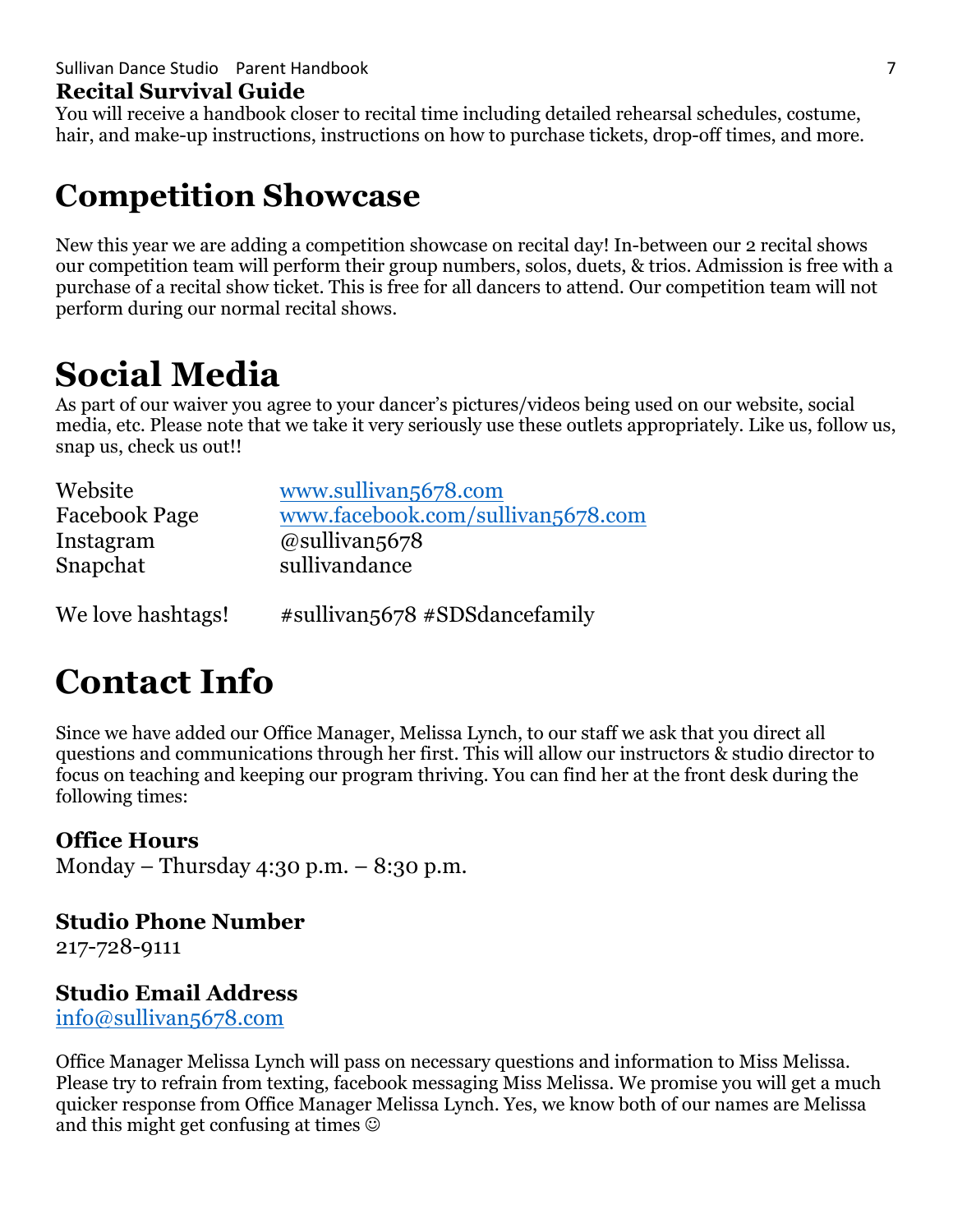### Recital Survival Guide

You will receive a handbook closer to recital time including detailed rehearsal schedules, costume, hair, and make-up instructions, instructions on how to purchase tickets, drop-off times, and more.

## Competition Showcase

New this year we are adding a competition showcase on recital day! In-between our 2 recital shows our competition team will perform their group numbers, solos, duets, & trios. Admission is free with a purchase of a recital show ticket. This is free for all dancers to attend. Our competition team will not perform during our normal recital shows.

# Social Media

As part of our waiver you agree to your dancer's pictures/videos being used on our website, social media, etc. Please note that we take it very seriously use these outlets appropriately. Like us, follow us, snap us, check us out!!

| | |
|---|---|
| Website | www.sullivan5678.com |
| Facebook Page | www.facebook.com/sullivan5678.com |
| Instagram | @sullivan5678 |
| Snapchat | sullivandance |

We love hashtags! #sullivan5678 #SDSdancefamily

# Contact Info

Since we have added our Office Manager, Melissa Lynch, to our staff we ask that you direct all questions and communications through her first. This will allow our instructors & studio director to focus on teaching and keeping our program thriving. You can find her at the front desk during the following times:

### Office Hours

Monday – Thursday 4:30 p.m. – 8:30 p.m.

### Studio Phone Number

217-728-9111

### Studio Email Address

info@sullivan5678.com

Office Manager Melissa Lynch will pass on necessary questions and information to Miss Melissa. Please try to refrain from texting, facebook messaging Miss Melissa. We promise you will get a much quicker response from Office Manager Melissa Lynch. Yes, we know both of our names are Melissa and this might get confusing at times ☺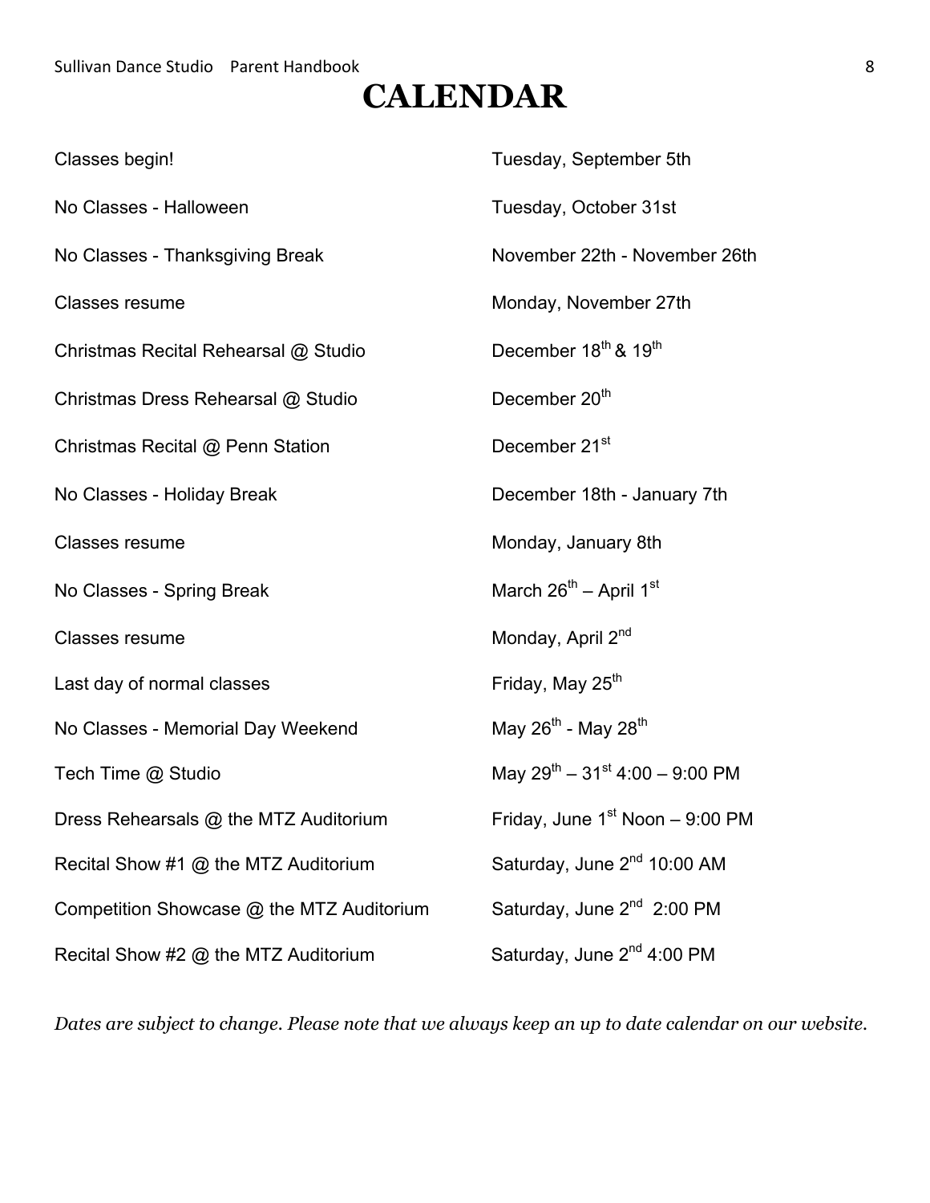# CALENDAR

| | |
|---|---|
| Classes begin! | Tuesday, September 5th |
| No Classes - Halloween | Tuesday, October 31st |
| No Classes - Thanksgiving Break | November 22th - November 26th |
| Classes resume | Monday, November 27th |
| Christmas Recital Rehearsal @ Studio | December 18th & 19th |
| Christmas Dress Rehearsal @ Studio | December 20th |
| Christmas Recital @ Penn Station | December 21st |
| No Classes - Holiday Break | December 18th - January 7th |
| Classes resume | Monday, January 8th |
| No Classes - Spring Break | March 26th – April 1st |
| Classes resume | Monday, April 2nd |
| Last day of normal classes | Friday, May 25th |
| No Classes - Memorial Day Weekend | May 26th - May 28th |
| Tech Time @ Studio | May 29th – 31st 4:00 – 9:00 PM |
| Dress Rehearsals @ the MTZ Auditorium | Friday, June 1st Noon – 9:00 PM |
| Recital Show #1 @ the MTZ Auditorium | Saturday, June 2nd 10:00 AM |
| Competition Showcase @ the MTZ Auditorium | Saturday, June 2nd 2:00 PM |
| Recital Show #2 @ the MTZ Auditorium | Saturday, June 2nd 4:00 PM |

*Dates are subject to change. Please note that we always keep an up to date calendar on our website.*